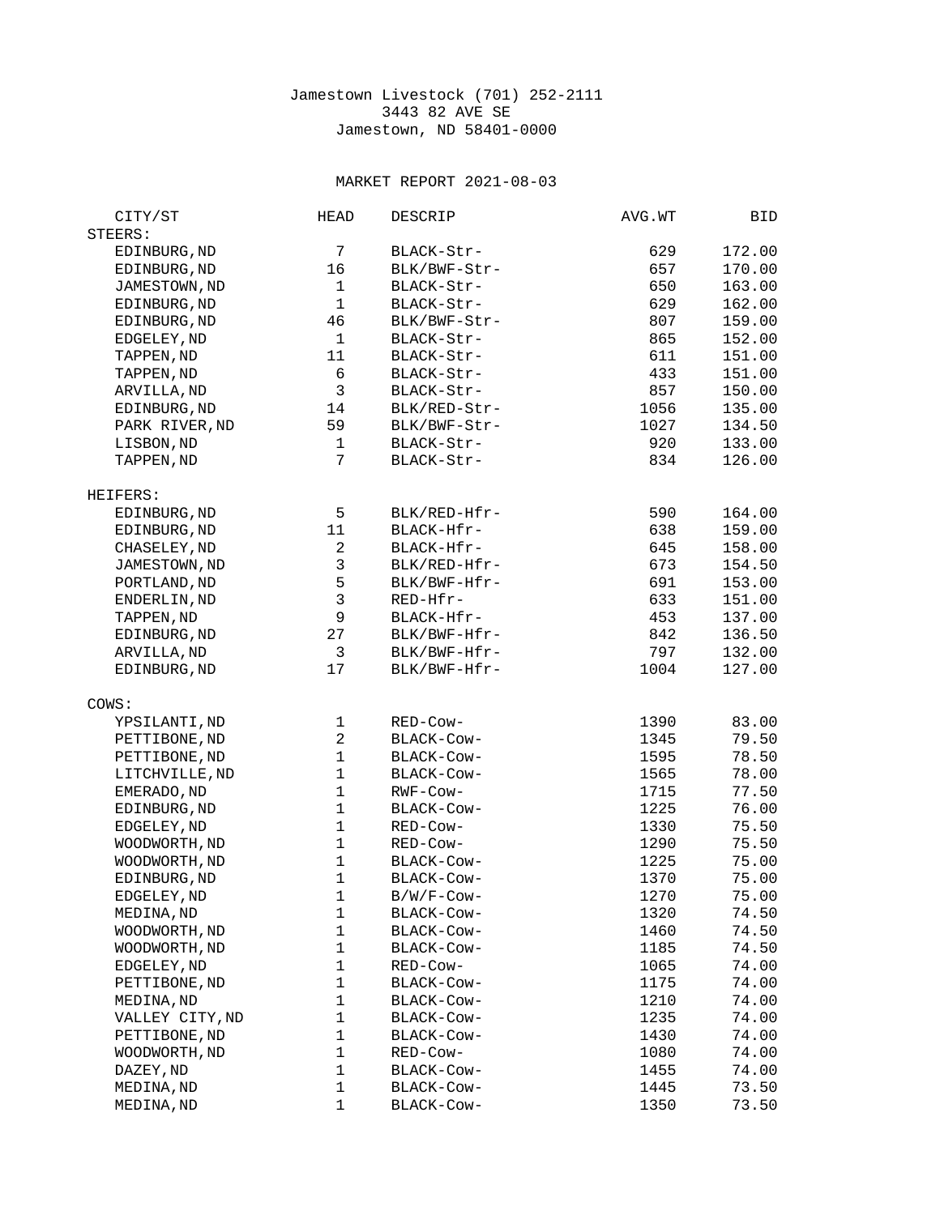Jamestown Livestock (701) 252-2111
3443 82 AVE SE
Jamestown, ND 58401-0000

MARKET REPORT 2021-08-03

| CITY/ST | HEAD | DESCRIP | AVG.WT | BID |
|---|---|---|---|---|
| **STEERS:** | | | | |
| EDINBURG,ND | 7 | BLACK-Str- | 629 | 172.00 |
| EDINBURG,ND | 16 | BLK/BWF-Str- | 657 | 170.00 |
| JAMESTOWN,ND | 1 | BLACK-Str- | 650 | 163.00 |
| EDINBURG,ND | 1 | BLACK-Str- | 629 | 162.00 |
| EDINBURG,ND | 46 | BLK/BWF-Str- | 807 | 159.00 |
| EDGELEY,ND | 1 | BLACK-Str- | 865 | 152.00 |
| TAPPEN,ND | 11 | BLACK-Str- | 611 | 151.00 |
| TAPPEN,ND | 6 | BLACK-Str- | 433 | 151.00 |
| ARVILLA,ND | 3 | BLACK-Str- | 857 | 150.00 |
| EDINBURG,ND | 14 | BLK/RED-Str- | 1056 | 135.00 |
| PARK RIVER,ND | 59 | BLK/BWF-Str- | 1027 | 134.50 |
| LISBON,ND | 1 | BLACK-Str- | 920 | 133.00 |
| TAPPEN,ND | 7 | BLACK-Str- | 834 | 126.00 |
| **HEIFERS:** | | | | |
| EDINBURG,ND | 5 | BLK/RED-Hfr- | 590 | 164.00 |
| EDINBURG,ND | 11 | BLACK-Hfr- | 638 | 159.00 |
| CHASELEY,ND | 2 | BLACK-Hfr- | 645 | 158.00 |
| JAMESTOWN,ND | 3 | BLK/RED-Hfr- | 673 | 154.50 |
| PORTLAND,ND | 5 | BLK/BWF-Hfr- | 691 | 153.00 |
| ENDERLIN,ND | 3 | RED-Hfr- | 633 | 151.00 |
| TAPPEN,ND | 9 | BLACK-Hfr- | 453 | 137.00 |
| EDINBURG,ND | 27 | BLK/BWF-Hfr- | 842 | 136.50 |
| ARVILLA,ND | 3 | BLK/BWF-Hfr- | 797 | 132.00 |
| EDINBURG,ND | 17 | BLK/BWF-Hfr- | 1004 | 127.00 |
| **COWS:** | | | | |
| YPSILANTI,ND | 1 | RED-Cow- | 1390 | 83.00 |
| PETTIBONE,ND | 2 | BLACK-Cow- | 1345 | 79.50 |
| PETTIBONE,ND | 1 | BLACK-Cow- | 1595 | 78.50 |
| LITCHVILLE,ND | 1 | BLACK-Cow- | 1565 | 78.00 |
| EMERADO,ND | 1 | RWF-Cow- | 1715 | 77.50 |
| EDINBURG,ND | 1 | BLACK-Cow- | 1225 | 76.00 |
| EDGELEY,ND | 1 | RED-Cow- | 1330 | 75.50 |
| WOODWORTH,ND | 1 | RED-Cow- | 1290 | 75.50 |
| WOODWORTH,ND | 1 | BLACK-Cow- | 1225 | 75.00 |
| EDINBURG,ND | 1 | BLACK-Cow- | 1370 | 75.00 |
| EDGELEY,ND | 1 | B/W/F-Cow- | 1270 | 75.00 |
| MEDINA,ND | 1 | BLACK-Cow- | 1320 | 74.50 |
| WOODWORTH,ND | 1 | BLACK-Cow- | 1460 | 74.50 |
| WOODWORTH,ND | 1 | BLACK-Cow- | 1185 | 74.50 |
| EDGELEY,ND | 1 | RED-Cow- | 1065 | 74.00 |
| PETTIBONE,ND | 1 | BLACK-Cow- | 1175 | 74.00 |
| MEDINA,ND | 1 | BLACK-Cow- | 1210 | 74.00 |
| VALLEY CITY,ND | 1 | BLACK-Cow- | 1235 | 74.00 |
| PETTIBONE,ND | 1 | BLACK-Cow- | 1430 | 74.00 |
| WOODWORTH,ND | 1 | RED-Cow- | 1080 | 74.00 |
| DAZEY,ND | 1 | BLACK-Cow- | 1455 | 74.00 |
| MEDINA,ND | 1 | BLACK-Cow- | 1445 | 73.50 |
| MEDINA,ND | 1 | BLACK-Cow- | 1350 | 73.50 |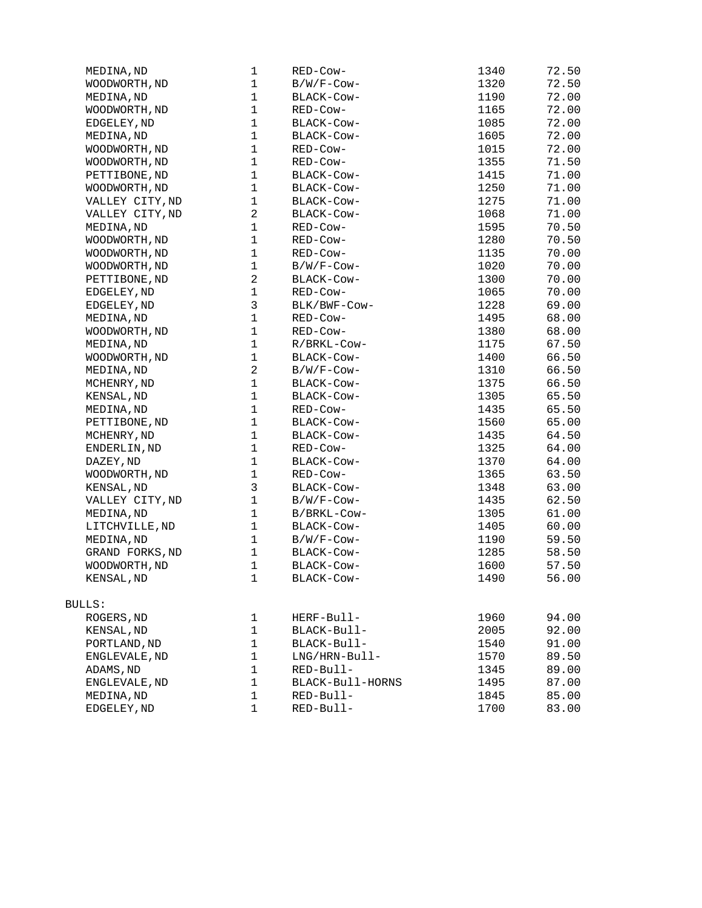| | | | | |
|---|---|---|---|---|
| MEDINA,ND | 1 | RED-Cow- | 1340 | 72.50 |
| WOODWORTH,ND | 1 | B/W/F-Cow- | 1320 | 72.50 |
| MEDINA,ND | 1 | BLACK-Cow- | 1190 | 72.00 |
| WOODWORTH,ND | 1 | RED-Cow- | 1165 | 72.00 |
| EDGELEY,ND | 1 | BLACK-Cow- | 1085 | 72.00 |
| MEDINA,ND | 1 | BLACK-Cow- | 1605 | 72.00 |
| WOODWORTH,ND | 1 | RED-Cow- | 1015 | 72.00 |
| WOODWORTH,ND | 1 | RED-Cow- | 1355 | 71.50 |
| PETTIBONE,ND | 1 | BLACK-Cow- | 1415 | 71.00 |
| WOODWORTH,ND | 1 | BLACK-Cow- | 1250 | 71.00 |
| VALLEY CITY,ND | 1 | BLACK-Cow- | 1275 | 71.00 |
| VALLEY CITY,ND | 2 | BLACK-Cow- | 1068 | 71.00 |
| MEDINA,ND | 1 | RED-Cow- | 1595 | 70.50 |
| WOODWORTH,ND | 1 | RED-Cow- | 1280 | 70.50 |
| WOODWORTH,ND | 1 | RED-Cow- | 1135 | 70.00 |
| WOODWORTH,ND | 1 | B/W/F-Cow- | 1020 | 70.00 |
| PETTIBONE,ND | 2 | BLACK-Cow- | 1300 | 70.00 |
| EDGELEY,ND | 1 | RED-Cow- | 1065 | 70.00 |
| EDGELEY,ND | 3 | BLK/BWF-Cow- | 1228 | 69.00 |
| MEDINA,ND | 1 | RED-Cow- | 1495 | 68.00 |
| WOODWORTH,ND | 1 | RED-Cow- | 1380 | 68.00 |
| MEDINA,ND | 1 | R/BRKL-Cow- | 1175 | 67.50 |
| WOODWORTH,ND | 1 | BLACK-Cow- | 1400 | 66.50 |
| MEDINA,ND | 2 | B/W/F-Cow- | 1310 | 66.50 |
| MCHENRY,ND | 1 | BLACK-Cow- | 1375 | 66.50 |
| KENSAL,ND | 1 | BLACK-Cow- | 1305 | 65.50 |
| MEDINA,ND | 1 | RED-Cow- | 1435 | 65.50 |
| PETTIBONE,ND | 1 | BLACK-Cow- | 1560 | 65.00 |
| MCHENRY,ND | 1 | BLACK-Cow- | 1435 | 64.50 |
| ENDERLIN,ND | 1 | RED-Cow- | 1325 | 64.00 |
| DAZEY,ND | 1 | BLACK-Cow- | 1370 | 64.00 |
| WOODWORTH,ND | 1 | RED-Cow- | 1365 | 63.50 |
| KENSAL,ND | 3 | BLACK-Cow- | 1348 | 63.00 |
| VALLEY CITY,ND | 1 | B/W/F-Cow- | 1435 | 62.50 |
| MEDINA,ND | 1 | B/BRKL-Cow- | 1305 | 61.00 |
| LITCHVILLE,ND | 1 | BLACK-Cow- | 1405 | 60.00 |
| MEDINA,ND | 1 | B/W/F-Cow- | 1190 | 59.50 |
| GRAND FORKS,ND | 1 | BLACK-Cow- | 1285 | 58.50 |
| WOODWORTH,ND | 1 | BLACK-Cow- | 1600 | 57.50 |
| KENSAL,ND | 1 | BLACK-Cow- | 1490 | 56.00 |

BULLS:

| | | | | |
|---|---|---|---|---|
| ROGERS,ND | 1 | HERF-Bull- | 1960 | 94.00 |
| KENSAL,ND | 1 | BLACK-Bull- | 2005 | 92.00 |
| PORTLAND,ND | 1 | BLACK-Bull- | 1540 | 91.00 |
| ENGLEVALE,ND | 1 | LNG/HRN-Bull- | 1570 | 89.50 |
| ADAMS,ND | 1 | RED-Bull- | 1345 | 89.00 |
| ENGLEVALE,ND | 1 | BLACK-Bull-HORNS | 1495 | 87.00 |
| MEDINA,ND | 1 | RED-Bull- | 1845 | 85.00 |
| EDGELEY,ND | 1 | RED-Bull- | 1700 | 83.00 |